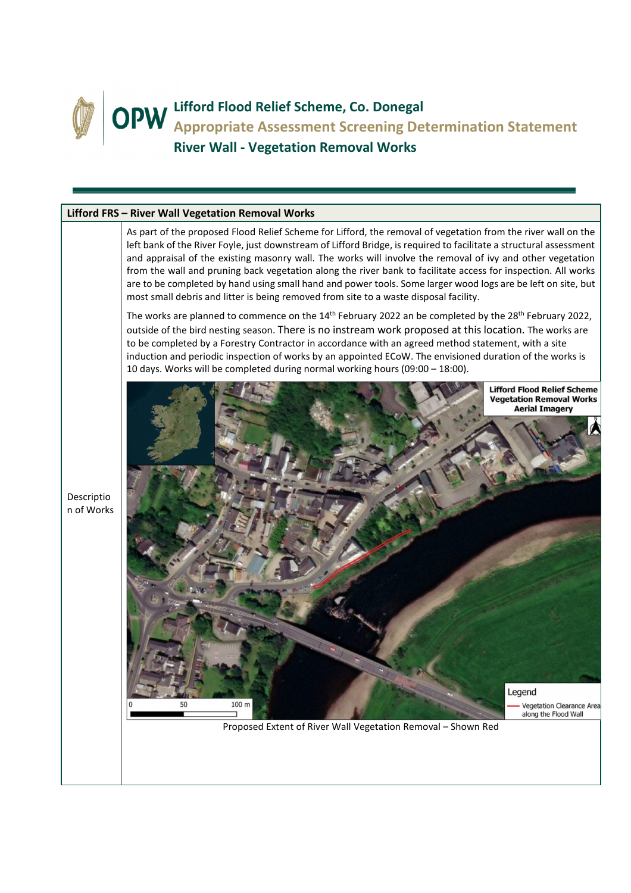# Lifford Flood Relief Scheme, Co. Donegal

## Appropriate Assessment Screening Determination Statement

## River Wall - Vegetation Removal Works

| Lifford FRS – River Wall Vegetation Removal Works | |
|---|---|
| Description of Works | As part of the proposed Flood Relief Scheme for Lifford, the removal of vegetation from the river wall on the left bank of the River Foyle, just downstream of Lifford Bridge, is required to facilitate a structural assessment and appraisal of the existing masonry wall. The works will involve the removal of ivy and other vegetation from the wall and pruning back vegetation along the river bank to facilitate access for inspection. All works are to be completed by hand using small hand and power tools. Some larger wood logs are be left on site, but most small debris and litter is being removed from site to a waste disposal facility.<br><br>The works are planned to commence on the 14th February 2022 an be completed by the 28th February 2022, outside of the bird nesting season. There is no instream work proposed at this location. The works are to be completed by a Forestry Contractor in accordance with an agreed method statement, with a site induction and periodic inspection of works by an appointed ECoW. The envisioned duration of the works is 10 days. Works will be completed during normal working hours (09:00 – 18:00).<br><br>Lifford Flood Relief Scheme Vegetation Removal Works Aerial Imagery<br><br>Legend: Vegetation Clearance Area along the Flood Wall<br><br>0 50 100 m<br><br>Proposed Extent of River Wall Vegetation Removal – Shown Red |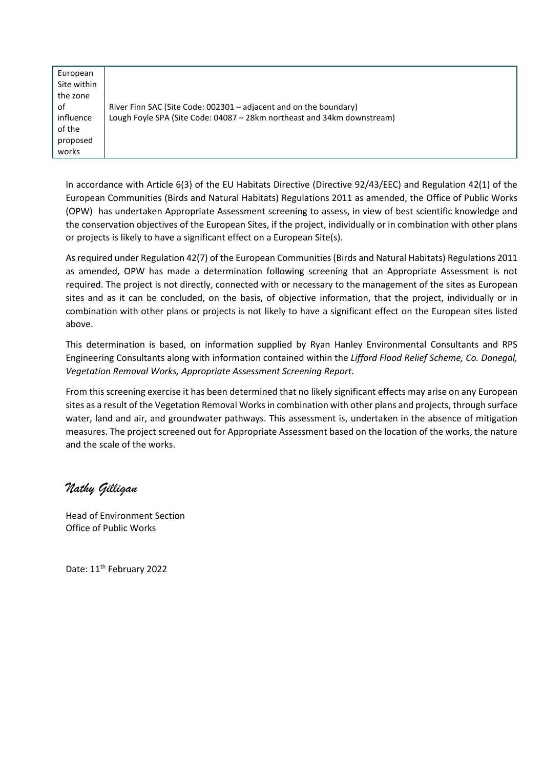| | |
|---|---|
| European Site within the zone of influence of the proposed works | River Finn SAC (Site Code: 002301 – adjacent and on the boundary)<br>Lough Foyle SPA (Site Code: 04087 – 28km northeast and 34km downstream) |

In accordance with Article 6(3) of the EU Habitats Directive (Directive 92/43/EEC) and Regulation 42(1) of the European Communities (Birds and Natural Habitats) Regulations 2011 as amended, the Office of Public Works (OPW) has undertaken Appropriate Assessment screening to assess, in view of best scientific knowledge and the conservation objectives of the European Sites, if the project, individually or in combination with other plans or projects is likely to have a significant effect on a European Site(s).

As required under Regulation 42(7) of the European Communities (Birds and Natural Habitats) Regulations 2011 as amended, OPW has made a determination following screening that an Appropriate Assessment is not required. The project is not directly, connected with or necessary to the management of the sites as European sites and as it can be concluded, on the basis, of objective information, that the project, individually or in combination with other plans or projects is not likely to have a significant effect on the European sites listed above.

This determination is based, on information supplied by Ryan Hanley Environmental Consultants and RPS Engineering Consultants along with information contained within the *Lifford Flood Relief Scheme, Co. Donegal, Vegetation Removal Works, Appropriate Assessment Screening Report*.

From this screening exercise it has been determined that no likely significant effects may arise on any European sites as a result of the Vegetation Removal Works in combination with other plans and projects, through surface water, land and air, and groundwater pathways. This assessment is, undertaken in the absence of mitigation measures. The project screened out for Appropriate Assessment based on the location of the works, the nature and the scale of the works.

*Nathy Gilligan*

Head of Environment Section
Office of Public Works

Date: 11th February 2022